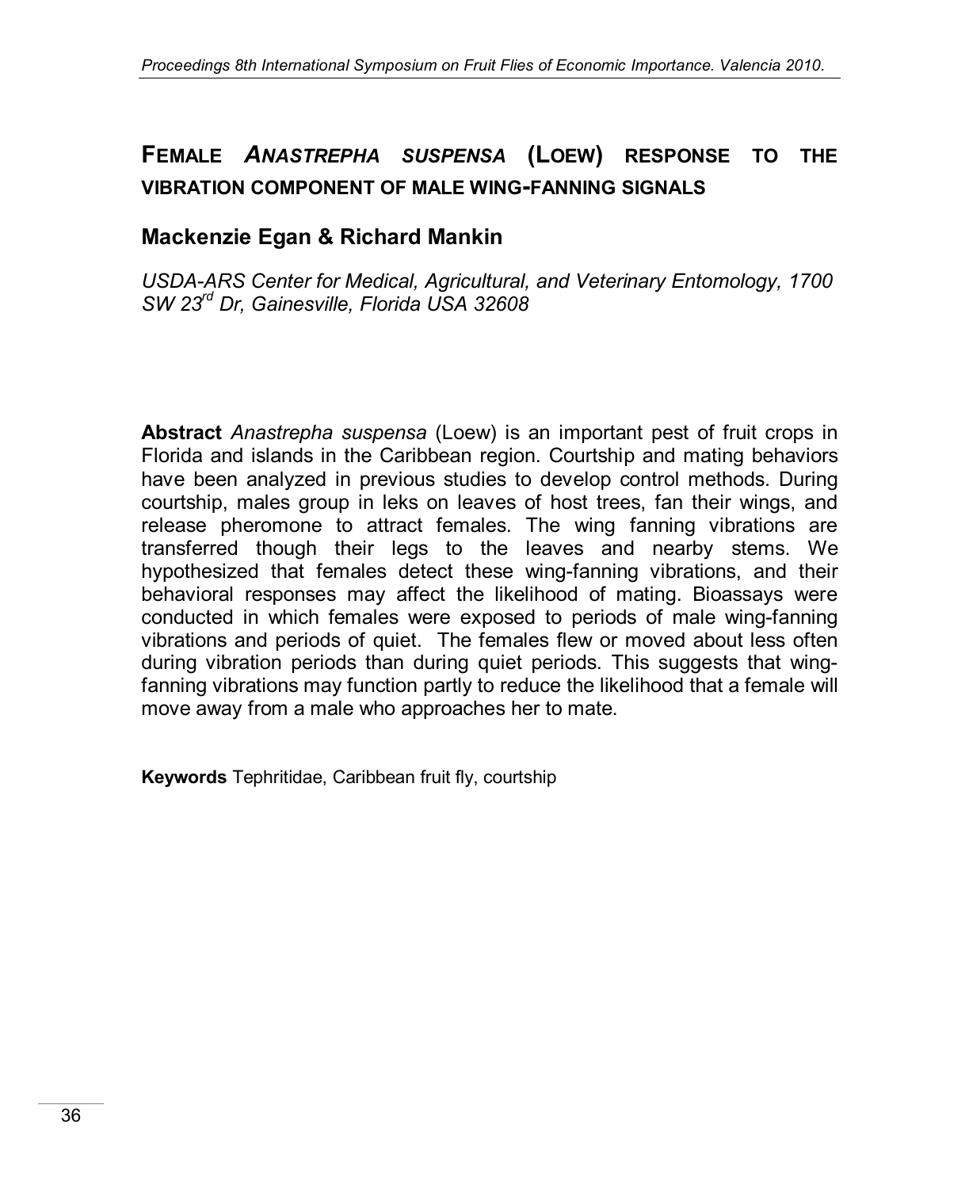# FEMALE *ANASTREPHA SUSPENSA* (LOEW) RESPONSE TO THE VIBRATION COMPONENT OF MALE WING-FANNING SIGNALS

## Mackenzie Egan & Richard Mankin

*USDA-ARS Center for Medical, Agricultural, and Veterinary Entomology, 1700 SW 23rd Dr, Gainesville, Florida USA 32608*

**Abstract** *Anastrepha suspensa* (Loew) is an important pest of fruit crops in Florida and islands in the Caribbean region. Courtship and mating behaviors have been analyzed in previous studies to develop control methods. During courtship, males group in leks on leaves of host trees, fan their wings, and release pheromone to attract females. The wing fanning vibrations are transferred though their legs to the leaves and nearby stems. We hypothesized that females detect these wing-fanning vibrations, and their behavioral responses may affect the likelihood of mating. Bioassays were conducted in which females were exposed to periods of male wing-fanning vibrations and periods of quiet. The females flew or moved about less often during vibration periods than during quiet periods. This suggests that wing-fanning vibrations may function partly to reduce the likelihood that a female will move away from a male who approaches her to mate.

**Keywords** Tephritidae, Caribbean fruit fly, courtship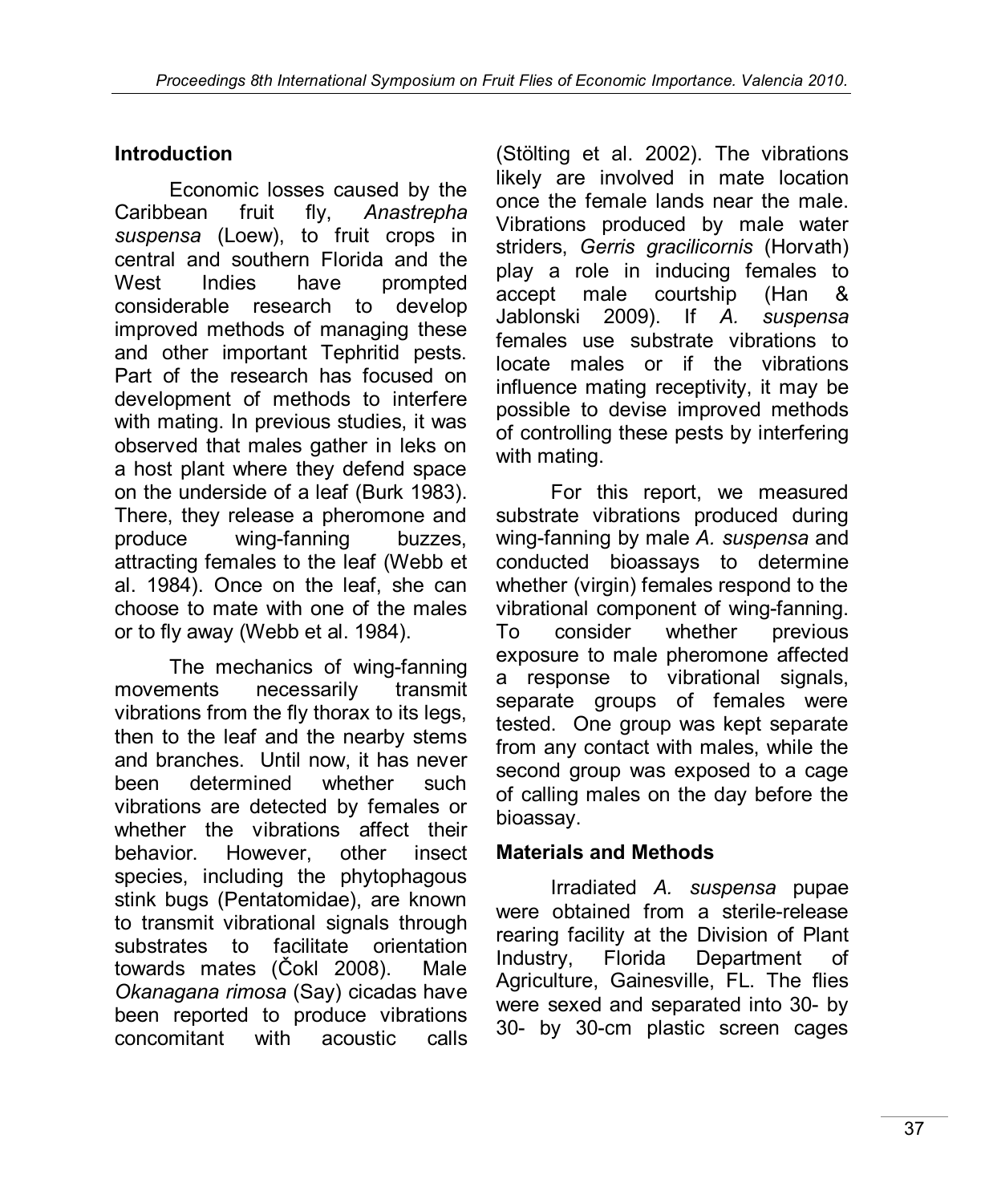## Introduction

Economic losses caused by the Caribbean fruit fly, *Anastrepha suspensa* (Loew), to fruit crops in central and southern Florida and the West Indies have prompted considerable research to develop improved methods of managing these and other important Tephritid pests. Part of the research has focused on development of methods to interfere with mating. In previous studies, it was observed that males gather in leks on a host plant where they defend space on the underside of a leaf (Burk 1983). There, they release a pheromone and produce wing-fanning buzzes, attracting females to the leaf (Webb et al. 1984). Once on the leaf, she can choose to mate with one of the males or to fly away (Webb et al. 1984).

The mechanics of wing-fanning movements necessarily transmit vibrations from the fly thorax to its legs, then to the leaf and the nearby stems and branches. Until now, it has never been determined whether such vibrations are detected by females or whether the vibrations affect their behavior. However, other insect species, including the phytophagous stink bugs (Pentatomidae), are known to transmit vibrational signals through substrates to facilitate orientation towards mates (Čokl 2008). Male *Okanagana rimosa* (Say) cicadas have been reported to produce vibrations concomitant with acoustic calls (Stölting et al. 2002). The vibrations likely are involved in mate location once the female lands near the male. Vibrations produced by male water striders, *Gerris gracilicornis* (Horvath) play a role in inducing females to accept male courtship (Han & Jablonski 2009). If *A. suspensa* females use substrate vibrations to locate males or if the vibrations influence mating receptivity, it may be possible to devise improved methods of controlling these pests by interfering with mating.

For this report, we measured substrate vibrations produced during wing-fanning by male *A. suspensa* and conducted bioassays to determine whether (virgin) females respond to the vibrational component of wing-fanning. To consider whether previous exposure to male pheromone affected a response to vibrational signals, separate groups of females were tested. One group was kept separate from any contact with males, while the second group was exposed to a cage of calling males on the day before the bioassay.

## Materials and Methods

Irradiated *A. suspensa* pupae were obtained from a sterile-release rearing facility at the Division of Plant Industry, Florida Department of Agriculture, Gainesville, FL. The flies were sexed and separated into 30- by 30- by 30-cm plastic screen cages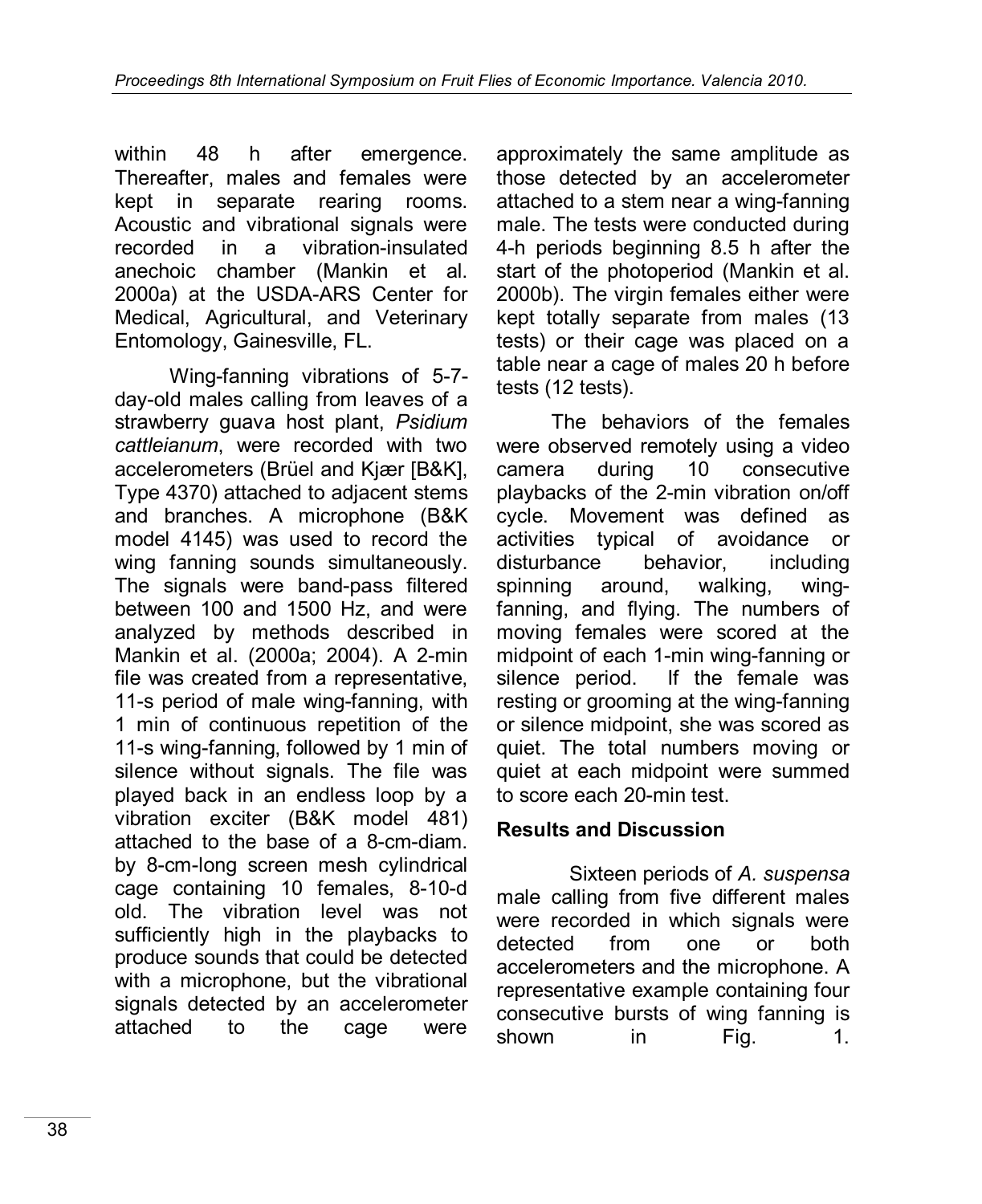within 48 h after emergence. Thereafter, males and females were kept in separate rearing rooms. Acoustic and vibrational signals were recorded in a vibration-insulated anechoic chamber (Mankin et al. 2000a) at the USDA-ARS Center for Medical, Agricultural, and Veterinary Entomology, Gainesville, FL.

Wing-fanning vibrations of 5-7-day-old males calling from leaves of a strawberry guava host plant, *Psidium cattleianum*, were recorded with two accelerometers (Brüel and Kjær [B&K], Type 4370) attached to adjacent stems and branches. A microphone (B&K model 4145) was used to record the wing fanning sounds simultaneously. The signals were band-pass filtered between 100 and 1500 Hz, and were analyzed by methods described in Mankin et al. (2000a; 2004). A 2-min file was created from a representative, 11-s period of male wing-fanning, with 1 min of continuous repetition of the 11-s wing-fanning, followed by 1 min of silence without signals. The file was played back in an endless loop by a vibration exciter (B&K model 481) attached to the base of a 8-cm-diam. by 8-cm-long screen mesh cylindrical cage containing 10 females, 8-10-d old. The vibration level was not sufficiently high in the playbacks to produce sounds that could be detected with a microphone, but the vibrational signals detected by an accelerometer attached to the cage were approximately the same amplitude as those detected by an accelerometer attached to a stem near a wing-fanning male. The tests were conducted during 4-h periods beginning 8.5 h after the start of the photoperiod (Mankin et al. 2000b). The virgin females either were kept totally separate from males (13 tests) or their cage was placed on a table near a cage of males 20 h before tests (12 tests).

The behaviors of the females were observed remotely using a video camera during 10 consecutive playbacks of the 2-min vibration on/off cycle. Movement was defined as activities typical of avoidance or disturbance behavior, including spinning around, walking, wing-fanning, and flying. The numbers of moving females were scored at the midpoint of each 1-min wing-fanning or silence period. If the female was resting or grooming at the wing-fanning or silence midpoint, she was scored as quiet. The total numbers moving or quiet at each midpoint were summed to score each 20-min test.

## Results and Discussion

Sixteen periods of *A. suspensa* male calling from five different males were recorded in which signals were detected from one or both accelerometers and the microphone. A representative example containing four consecutive bursts of wing fanning is shown in Fig. 1.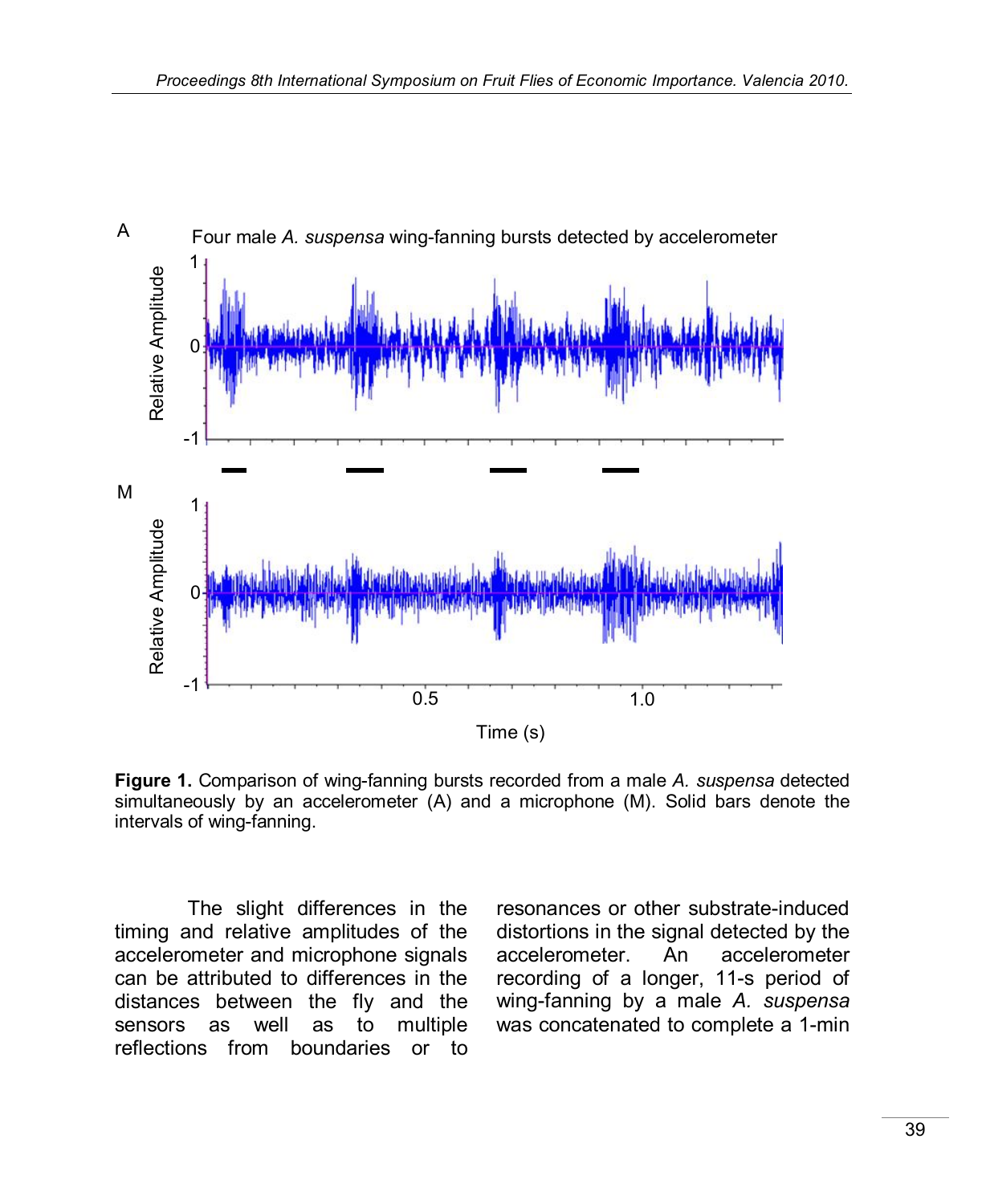**Figure 1.** Comparison of wing-fanning bursts recorded from a male *A. suspensa* detected simultaneously by an accelerometer (A) and a microphone (M). Solid bars denote the intervals of wing-fanning.

The slight differences in the timing and relative amplitudes of the accelerometer and microphone signals can be attributed to differences in the distances between the fly and the sensors as well as to multiple reflections from boundaries or to resonances or other substrate-induced distortions in the signal detected by the accelerometer. An accelerometer recording of a longer, 11-s period of wing-fanning by a male *A. suspensa* was concatenated to complete a 1-min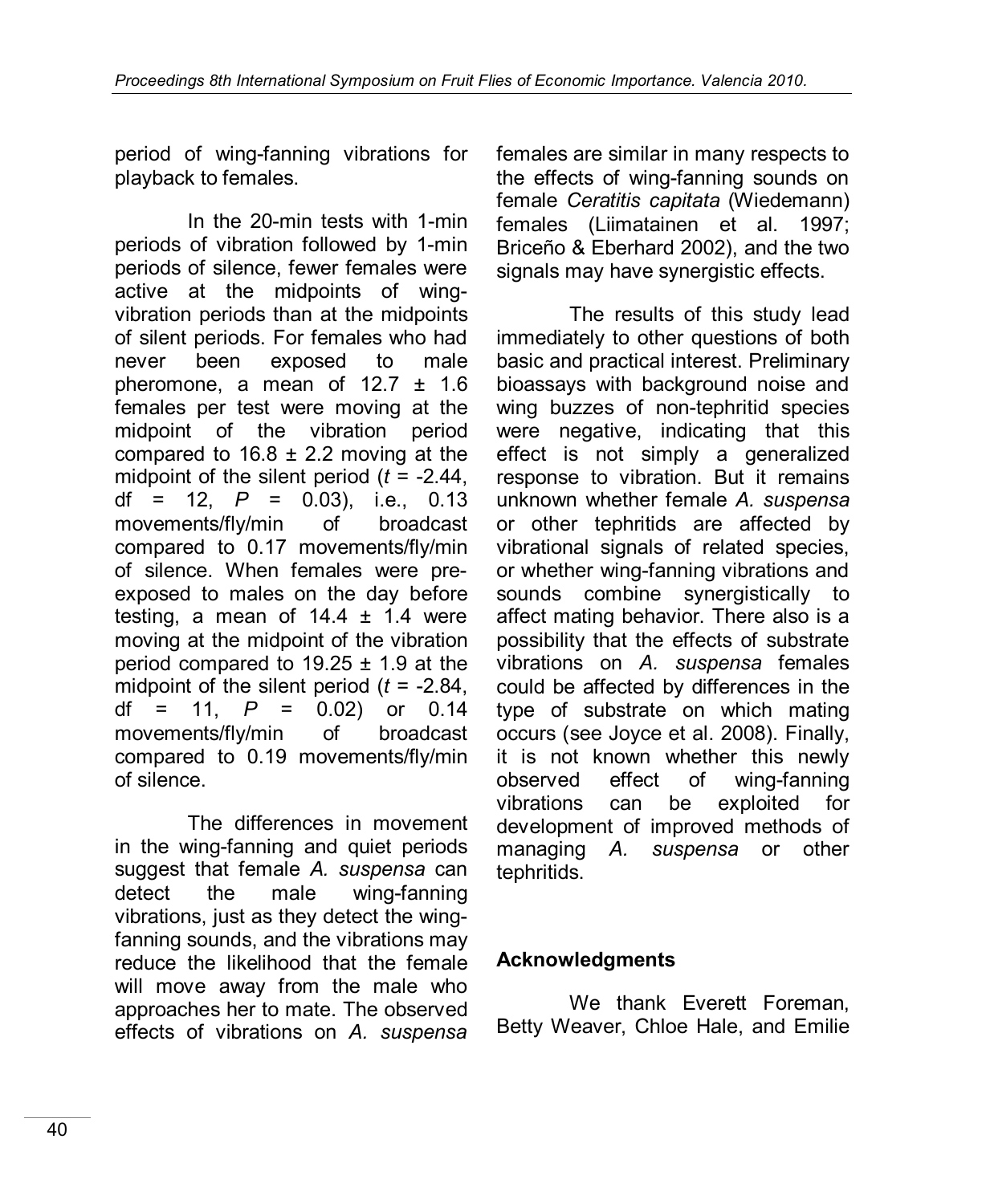period of wing-fanning vibrations for playback to females.

In the 20-min tests with 1-min periods of vibration followed by 1-min periods of silence, fewer females were active at the midpoints of wing-vibration periods than at the midpoints of silent periods. For females who had never been exposed to male pheromone, a mean of $12.7 \pm 1.6$ females per test were moving at the midpoint of the vibration period compared to $16.8 \pm 2.2$ moving at the midpoint of the silent period ($t = -2.44$, df = 12, $P = 0.03$), i.e., 0.13 movements/fly/min of broadcast compared to 0.17 movements/fly/min of silence. When females were pre-exposed to males on the day before testing, a mean of $14.4 \pm 1.4$ were moving at the midpoint of the vibration period compared to $19.25 \pm 1.9$ at the midpoint of the silent period ($t = -2.84$, df = 11, $P = 0.02$) or 0.14 movements/fly/min of broadcast compared to 0.19 movements/fly/min of silence.

The differences in movement in the wing-fanning and quiet periods suggest that female *A. suspensa* can detect the male wing-fanning vibrations, just as they detect the wing-fanning sounds, and the vibrations may reduce the likelihood that the female will move away from the male who approaches her to mate. The observed effects of vibrations on *A. suspensa* females are similar in many respects to the effects of wing-fanning sounds on female *Ceratitis capitata* (Wiedemann) females (Liimatainen et al. 1997; Briceño & Eberhard 2002), and the two signals may have synergistic effects.

The results of this study lead immediately to other questions of both basic and practical interest. Preliminary bioassays with background noise and wing buzzes of non-tephritid species were negative, indicating that this effect is not simply a generalized response to vibration. But it remains unknown whether female *A. suspensa* or other tephritids are affected by vibrational signals of related species, or whether wing-fanning vibrations and sounds combine synergistically to affect mating behavior. There also is a possibility that the effects of substrate vibrations on *A. suspensa* females could be affected by differences in the type of substrate on which mating occurs (see Joyce et al. 2008). Finally, it is not known whether this newly observed effect of wing-fanning vibrations can be exploited for development of improved methods of managing *A. suspensa* or other tephritids.

## Acknowledgments

We thank Everett Foreman, Betty Weaver, Chloe Hale, and Emilie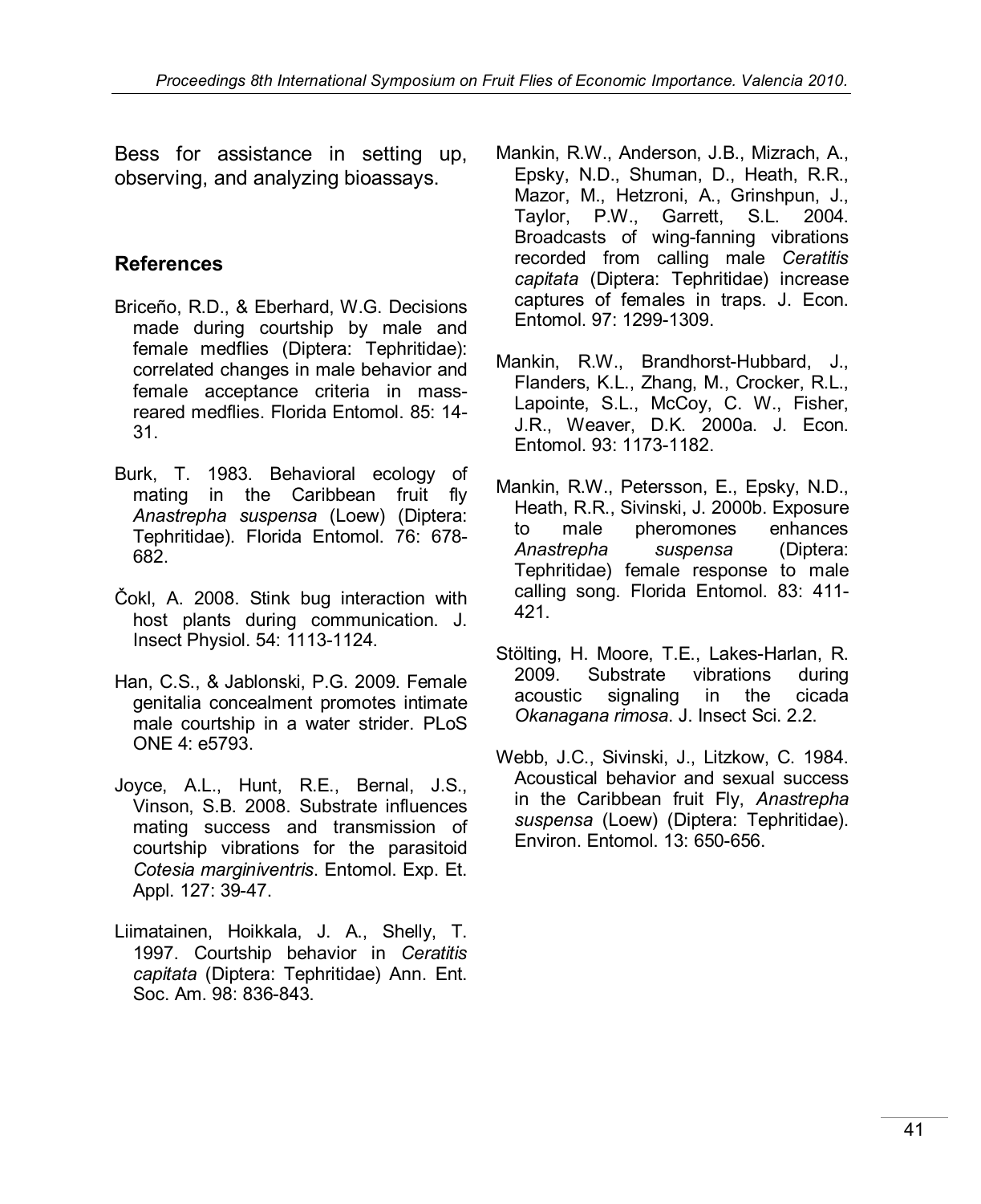Bess for assistance in setting up, observing, and analyzing bioassays.

## References

Briceño, R.D., & Eberhard, W.G. Decisions made during courtship by male and female medflies (Diptera: Tephritidae): correlated changes in male behavior and female acceptance criteria in mass-reared medflies. Florida Entomol. 85: 14-31.

Burk, T. 1983. Behavioral ecology of mating in the Caribbean fruit fly *Anastrepha suspensa* (Loew) (Diptera: Tephritidae). Florida Entomol. 76: 678-682.

Čokl, A. 2008. Stink bug interaction with host plants during communication. J. Insect Physiol. 54: 1113-1124.

Han, C.S., & Jablonski, P.G. 2009. Female genitalia concealment promotes intimate male courtship in a water strider. PLoS ONE 4: e5793.

Joyce, A.L., Hunt, R.E., Bernal, J.S., Vinson, S.B. 2008. Substrate influences mating success and transmission of courtship vibrations for the parasitoid *Cotesia marginiventris*. Entomol. Exp. Et. Appl. 127: 39-47.

Liimatainen, Hoikkala, J. A., Shelly, T. 1997. Courtship behavior in *Ceratitis capitata* (Diptera: Tephritidae) Ann. Ent. Soc. Am. 98: 836-843.

Mankin, R.W., Anderson, J.B., Mizrach, A., Epsky, N.D., Shuman, D., Heath, R.R., Mazor, M., Hetzroni, A., Grinshpun, J., Taylor, P.W., Garrett, S.L. 2004. Broadcasts of wing-fanning vibrations recorded from calling male *Ceratitis capitata* (Diptera: Tephritidae) increase captures of females in traps. J. Econ. Entomol. 97: 1299-1309.

Mankin, R.W., Brandhorst-Hubbard, J., Flanders, K.L., Zhang, M., Crocker, R.L., Lapointe, S.L., McCoy, C. W., Fisher, J.R., Weaver, D.K. 2000a. J. Econ. Entomol. 93: 1173-1182.

Mankin, R.W., Petersson, E., Epsky, N.D., Heath, R.R., Sivinski, J. 2000b. Exposure to male pheromones enhances *Anastrepha suspensa* (Diptera: Tephritidae) female response to male calling song. Florida Entomol. 83: 411-421.

Stölting, H. Moore, T.E., Lakes-Harlan, R. 2009. Substrate vibrations during acoustic signaling in the cicada *Okanagana rimosa*. J. Insect Sci. 2.2.

Webb, J.C., Sivinski, J., Litzkow, C. 1984. Acoustical behavior and sexual success in the Caribbean fruit Fly, *Anastrepha suspensa* (Loew) (Diptera: Tephritidae). Environ. Entomol. 13: 650-656.